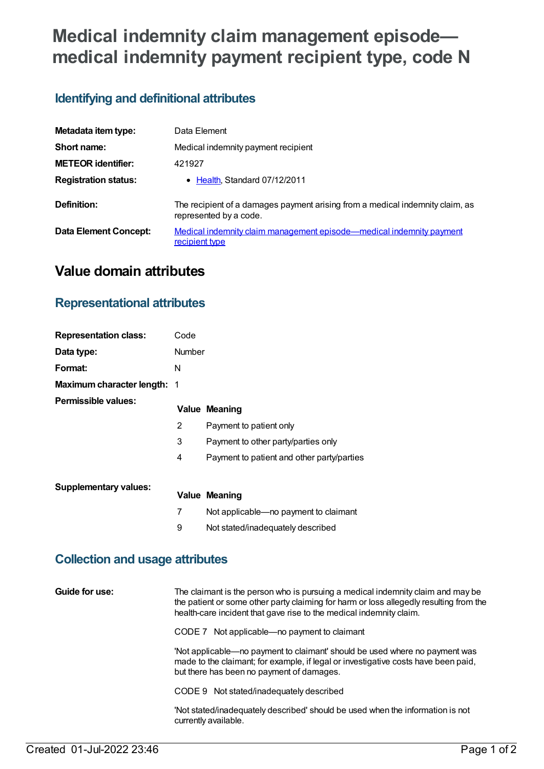# Medical indemnity claim management episode—medical indemnity payment recipient type, code N

## Identifying and definitional attributes

| | |
|---|---|
| **Metadata item type:** | Data Element |
| **Short name:** | Medical indemnity payment recipient |
| **METEOR identifier:** | 421927 |
| **Registration status:** | • Health, Standard 07/12/2011 |
| **Definition:** | The recipient of a damages payment arising from a medical indemnity claim, as represented by a code. |
| **Data Element Concept:** | Medical indemnity claim management episode—medical indemnity payment recipient type |

# Value domain attributes

## Representational attributes

| | |
|---|---|
| **Representation class:** | Code |
| **Data type:** | Number |
| **Format:** | N |
| **Maximum character length:** | 1 |

**Permissible values:**

| Value | Meaning |
|---|---|
| 2 | Payment to patient only |
| 3 | Payment to other party/parties only |
| 4 | Payment to patient and other party/parties |

**Supplementary values:**

| Value | Meaning |
|---|---|
| 7 | Not applicable—no payment to claimant |
| 9 | Not stated/inadequately described |

## Collection and usage attributes

**Guide for use:**

The claimant is the person who is pursuing a medical indemnity claim and may be the patient or some other party claiming for harm or loss allegedly resulting from the health-care incident that gave rise to the medical indemnity claim.

CODE 7 Not applicable—no payment to claimant

'Not applicable—no payment to claimant' should be used where no payment was made to the claimant; for example, if legal or investigative costs have been paid, but there has been no payment of damages.

CODE 9 Not stated/inadequately described

'Not stated/inadequately described' should be used when the information is not currently available.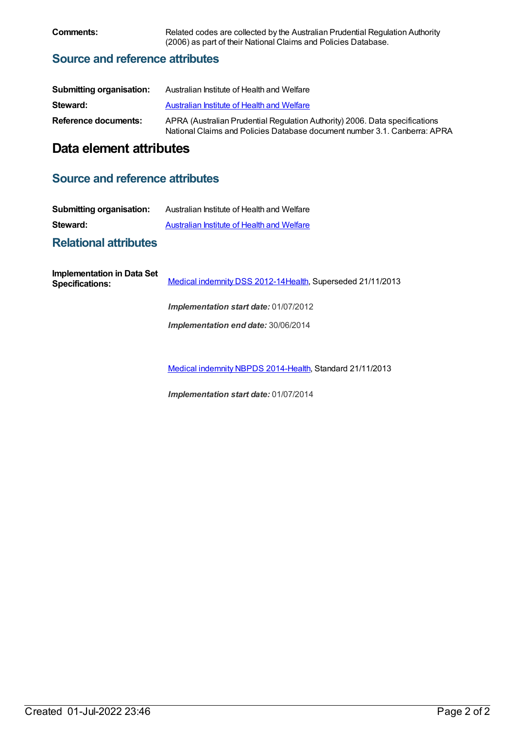**Comments:** Related codes are collected by the Australian Prudential Regulation Authority (2006) as part of their National Claims and Policies Database.

### Source and reference attributes

**Submitting organisation:** Australian Institute of Health and Welfare

**Steward:** Australian Institute of Health and Welfare

**Reference documents:** APRA (Australian Prudential Regulation Authority) 2006. Data specifications National Claims and Policies Database document number 3.1. Canberra: APRA

## Data element attributes

### Source and reference attributes

**Submitting organisation:** Australian Institute of Health and Welfare

**Steward:** Australian Institute of Health and Welfare

### Relational attributes

**Implementation in Data Set Specifications:**

Medical indemnity DSS 2012-14Health, Superseded 21/11/2013

***Implementation start date:*** 01/07/2012

***Implementation end date:*** 30/06/2014

Medical indemnity NBPDS 2014-Health, Standard 21/11/2013

***Implementation start date:*** 01/07/2014